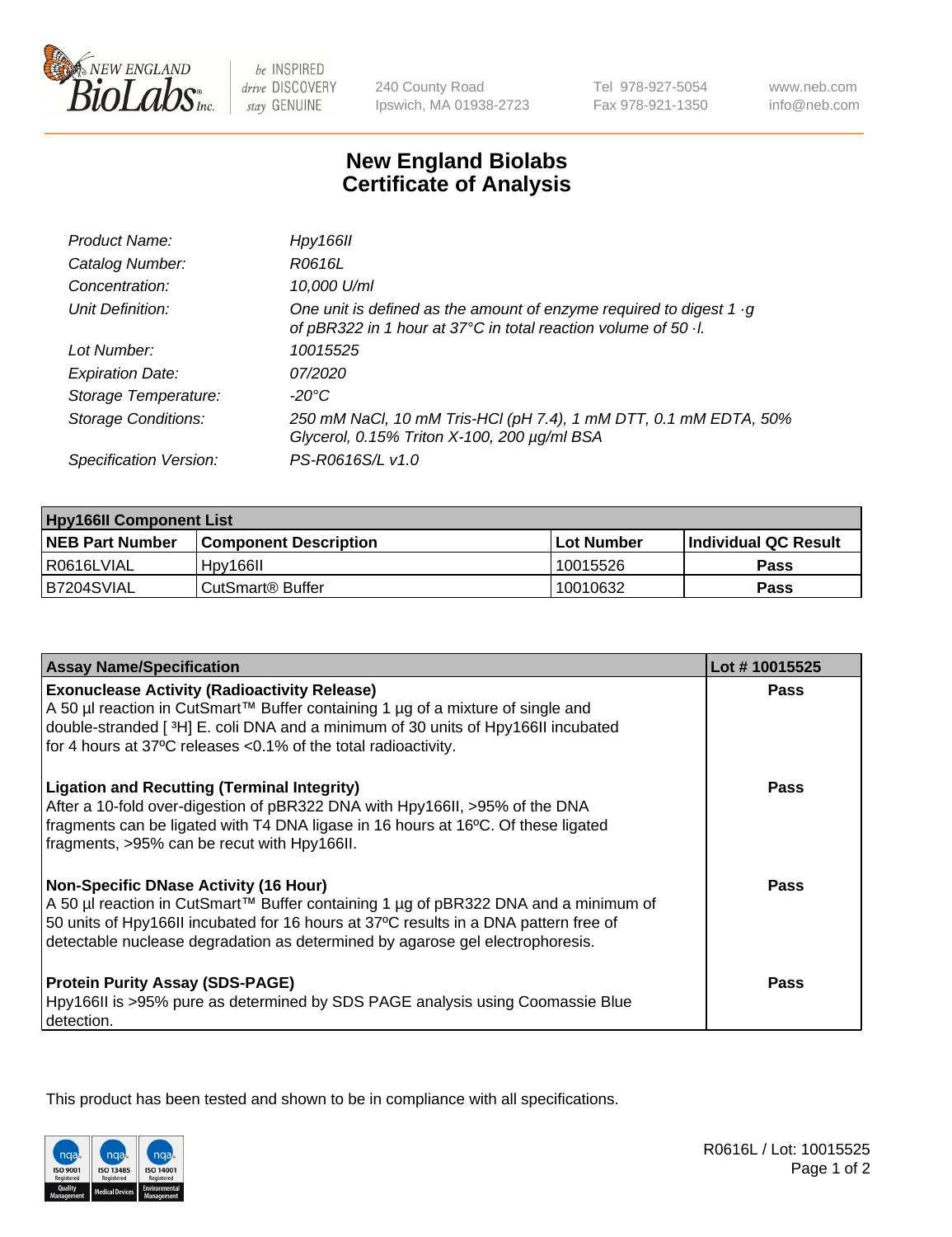# New England Biolabs Certificate of Analysis

| | |
|---|---|
| *Product Name:* | *Hpy166II* |
| *Catalog Number:* | *R0616L* |
| *Concentration:* | *10,000 U/ml* |
| *Unit Definition:* | *One unit is defined as the amount of enzyme required to digest 1 ·g of pBR322 in 1 hour at 37°C in total reaction volume of 50 ·l.* |
| *Lot Number:* | *10015525* |
| *Expiration Date:* | *07/2020* |
| *Storage Temperature:* | *-20°C* |
| *Storage Conditions:* | *250 mM NaCl, 10 mM Tris-HCl (pH 7.4), 1 mM DTT, 0.1 mM EDTA, 50% Glycerol, 0.15% Triton X-100, 200 µg/ml BSA* |
| *Specification Version:* | *PS-R0616S/L v1.0* |

| **Hpy166II Component List** | | | |
|---|---|---|---|
| **NEB Part Number** | **Component Description** | **Lot Number** | **Individual QC Result** |
| R0616LVIAL | Hpy166II | 10015526 | **Pass** |
| B7204SVIAL | CutSmart® Buffer | 10010632 | **Pass** |

| **Assay Name/Specification** | **Lot # 10015525** |
|---|---|
| **Exonuclease Activity (Radioactivity Release)**<br>A 50 µl reaction in CutSmart™ Buffer containing 1 µg of a mixture of single and double-stranded [ ³H] E. coli DNA and a minimum of 30 units of Hpy166II incubated for 4 hours at 37ºC releases <0.1% of the total radioactivity. | **Pass** |
| **Ligation and Recutting (Terminal Integrity)**<br>After a 10-fold over-digestion of pBR322 DNA with Hpy166II, >95% of the DNA fragments can be ligated with T4 DNA ligase in 16 hours at 16ºC. Of these ligated fragments, >95% can be recut with Hpy166II. | **Pass** |
| **Non-Specific DNase Activity (16 Hour)**<br>A 50 µl reaction in CutSmart™ Buffer containing 1 µg of pBR322 DNA and a minimum of 50 units of Hpy166II incubated for 16 hours at 37ºC results in a DNA pattern free of detectable nuclease degradation as determined by agarose gel electrophoresis. | **Pass** |
| **Protein Purity Assay (SDS-PAGE)**<br>Hpy166II is >95% pure as determined by SDS PAGE analysis using Coomassie Blue detection. | **Pass** |

This product has been tested and shown to be in compliance with all specifications.

R0616L / Lot: 10015525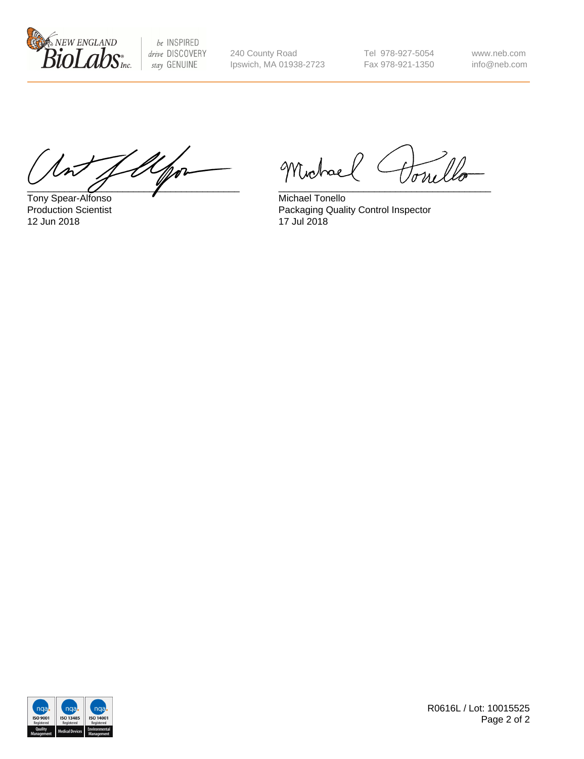Tony Spear-Alfonso
Production Scientist
12 Jun 2018

Michael Tonello
Packaging Quality Control Inspector
17 Jul 2018

R0616L / Lot: 10015525